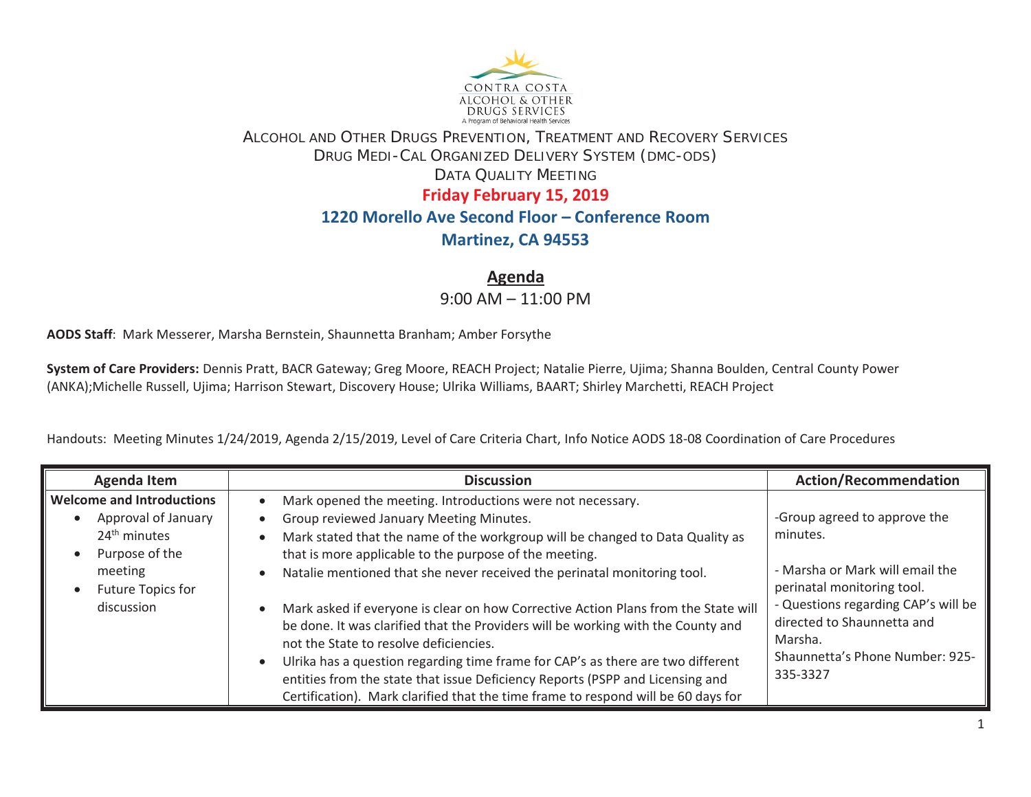CONTRA COSTA
ALCOHOL & OTHER
DRUGS SERVICES
A Program of Behavioral Health Services

# ALCOHOL AND OTHER DRUGS PREVENTION, TREATMENT AND RECOVERY SERVICES
## DRUG MEDI-CAL ORGANIZED DELIVERY SYSTEM (DMC-ODS)
## DATA QUALITY MEETING

**Friday February 15, 2019**

**1220 Morello Ave Second Floor – Conference Room**

**Martinez, CA 94553**

## Agenda

9:00 AM – 11:00 PM

**AODS Staff**: Mark Messerer, Marsha Bernstein, Shaunnetta Branham; Amber Forsythe

**System of Care Providers:** Dennis Pratt, BACR Gateway; Greg Moore, REACH Project; Natalie Pierre, Ujima; Shanna Boulden, Central County Power (ANKA);Michelle Russell, Ujima; Harrison Stewart, Discovery House; Ulrika Williams, BAART; Shirley Marchetti, REACH Project

Handouts: Meeting Minutes 1/24/2019, Agenda 2/15/2019, Level of Care Criteria Chart, Info Notice AODS 18-08 Coordination of Care Procedures

| Agenda Item | Discussion | Action/Recommendation |
| --- | --- | --- |
| **Welcome and Introductions**<br>• Approval of January 24th minutes<br>• Purpose of the meeting<br>• Future Topics for discussion | • Mark opened the meeting. Introductions were not necessary.<br>• Group reviewed January Meeting Minutes.<br>• Mark stated that the name of the workgroup will be changed to Data Quality as that is more applicable to the purpose of the meeting.<br>• Natalie mentioned that she never received the perinatal monitoring tool.<br>• Mark asked if everyone is clear on how Corrective Action Plans from the State will be done. It was clarified that the Providers will be working with the County and not the State to resolve deficiencies.<br>• Ulrika has a question regarding time frame for CAP's as there are two different entities from the state that issue Deficiency Reports (PSPP and Licensing and Certification). Mark clarified that the time frame to respond will be 60 days for | -Group agreed to approve the minutes.<br><br>- Marsha or Mark will email the perinatal monitoring tool.<br>- Questions regarding CAP's will be directed to Shaunnetta and Marsha.<br>Shaunnetta's Phone Number: 925-335-3327 |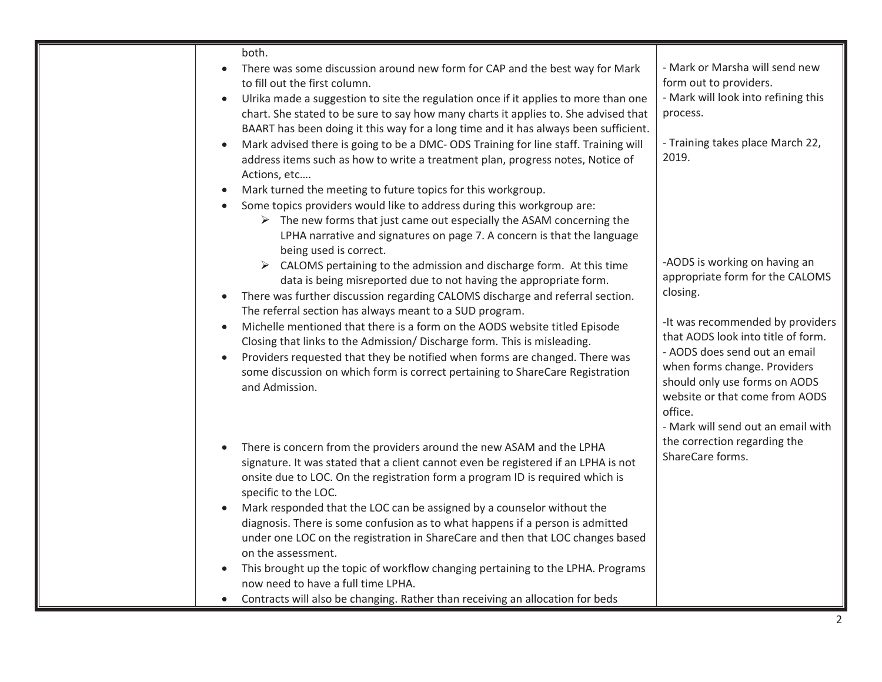| | | |
|---|---|---|
| | both.<br>• There was some discussion around new form for CAP and the best way for Mark to fill out the first column.<br>• Ulrika made a suggestion to site the regulation once if it applies to more than one chart. She stated to be sure to say how many charts it applies to. She advised that BAART has been doing it this way for a long time and it has always been sufficient.<br>• Mark advised there is going to be a DMC- ODS Training for line staff. Training will address items such as how to write a treatment plan, progress notes, Notice of Actions, etc….<br>• Mark turned the meeting to future topics for this workgroup.<br>• Some topics providers would like to address during this workgroup are:<br>  ➢ The new forms that just came out especially the ASAM concerning the LPHA narrative and signatures on page 7. A concern is that the language being used is correct.<br>  ➢ CALOMS pertaining to the admission and discharge form. At this time data is being misreported due to not having the appropriate form.<br>• There was further discussion regarding CALOMS discharge and referral section. The referral section has always meant to a SUD program.<br>• Michelle mentioned that there is a form on the AODS website titled Episode Closing that links to the Admission/ Discharge form. This is misleading.<br>• Providers requested that they be notified when forms are changed. There was some discussion on which form is correct pertaining to ShareCare Registration and Admission.<br>• There is concern from the providers around the new ASAM and the LPHA signature. It was stated that a client cannot even be registered if an LPHA is not onsite due to LOC. On the registration form a program ID is required which is specific to the LOC.<br>• Mark responded that the LOC can be assigned by a counselor without the diagnosis. There is some confusion as to what happens if a person is admitted under one LOC on the registration in ShareCare and then that LOC changes based on the assessment.<br>• This brought up the topic of workflow changing pertaining to the LPHA. Programs now need to have a full time LPHA.<br>• Contracts will also be changing. Rather than receiving an allocation for beds | - Mark or Marsha will send new form out to providers.<br>- Mark will look into refining this process.<br><br>- Training takes place March 22, 2019.<br><br>-AODS is working on having an appropriate form for the CALOMS closing.<br><br>-It was recommended by providers that AODS look into title of form.<br>- AODS does send out an email when forms change. Providers should only use forms on AODS website or that come from AODS office.<br>- Mark will send out an email with the correction regarding the ShareCare forms. |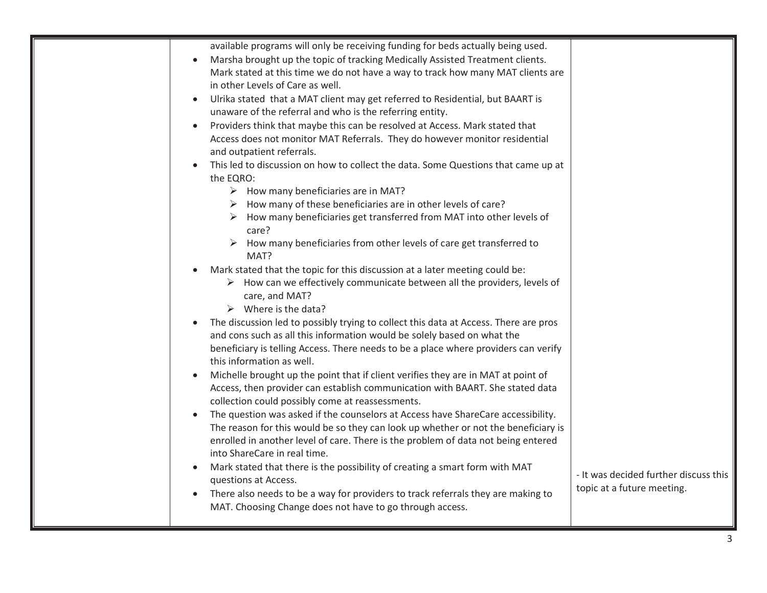| | | |
|---|---|---|
| | available programs will only be receiving funding for beds actually being used.<br>• Marsha brought up the topic of tracking Medically Assisted Treatment clients. Mark stated at this time we do not have a way to track how many MAT clients are in other Levels of Care as well.<br>• Ulrika stated that a MAT client may get referred to Residential, but BAART is unaware of the referral and who is the referring entity.<br>• Providers think that maybe this can be resolved at Access. Mark stated that Access does not monitor MAT Referrals. They do however monitor residential and outpatient referrals.<br>• This led to discussion on how to collect the data. Some Questions that came up at the EQRO:<br>&nbsp;&nbsp;➢ How many beneficiaries are in MAT?<br>&nbsp;&nbsp;➢ How many of these beneficiaries are in other levels of care?<br>&nbsp;&nbsp;➢ How many beneficiaries get transferred from MAT into other levels of care?<br>&nbsp;&nbsp;➢ How many beneficiaries from other levels of care get transferred to MAT?<br>• Mark stated that the topic for this discussion at a later meeting could be:<br>&nbsp;&nbsp;➢ How can we effectively communicate between all the providers, levels of care, and MAT?<br>&nbsp;&nbsp;➢ Where is the data?<br>• The discussion led to possibly trying to collect this data at Access. There are pros and cons such as all this information would be solely based on what the beneficiary is telling Access. There needs to be a place where providers can verify this information as well.<br>• Michelle brought up the point that if client verifies they are in MAT at point of Access, then provider can establish communication with BAART. She stated data collection could possibly come at reassessments.<br>• The question was asked if the counselors at Access have ShareCare accessibility. The reason for this would be so they can look up whether or not the beneficiary is enrolled in another level of care. There is the problem of data not being entered into ShareCare in real time.<br>• Mark stated that there is the possibility of creating a smart form with MAT questions at Access.<br>• There also needs to be a way for providers to track referrals they are making to MAT. Choosing Change does not have to go through access. | - It was decided further discuss this topic at a future meeting. |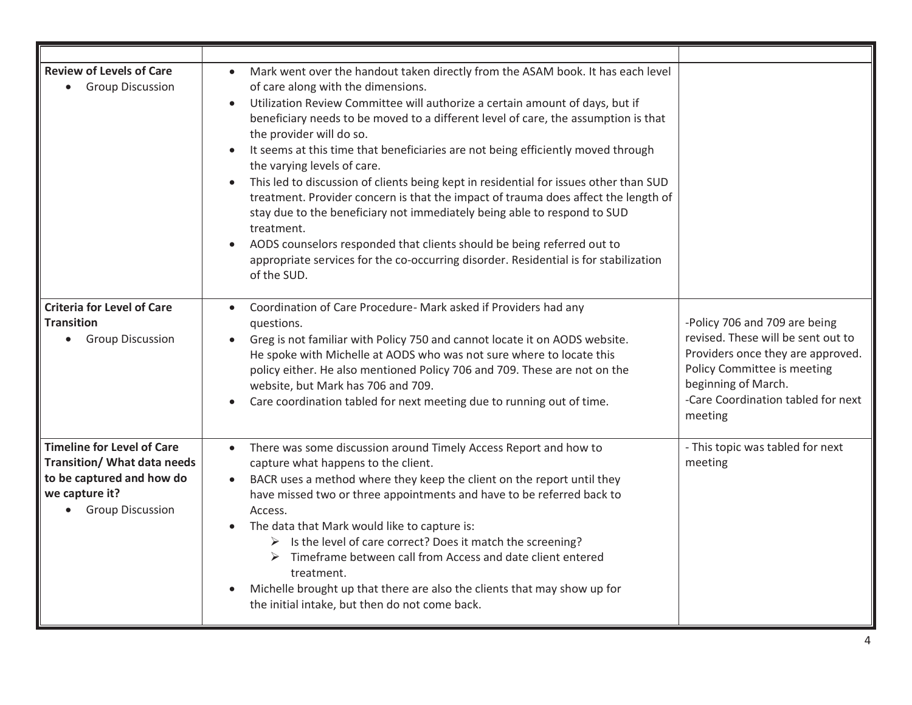| | | |
|---|---|---|
| **Review of Levels of Care**<br>• Group Discussion | • Mark went over the handout taken directly from the ASAM book. It has each level of care along with the dimensions.<br>• Utilization Review Committee will authorize a certain amount of days, but if beneficiary needs to be moved to a different level of care, the assumption is that the provider will do so.<br>• It seems at this time that beneficiaries are not being efficiently moved through the varying levels of care.<br>• This led to discussion of clients being kept in residential for issues other than SUD treatment. Provider concern is that the impact of trauma does affect the length of stay due to the beneficiary not immediately being able to respond to SUD treatment.<br>• AODS counselors responded that clients should be being referred out to appropriate services for the co-occurring disorder. Residential is for stabilization of the SUD. | |
| **Criteria for Level of Care Transition**<br>• Group Discussion | • Coordination of Care Procedure- Mark asked if Providers had any questions.<br>• Greg is not familiar with Policy 750 and cannot locate it on AODS website. He spoke with Michelle at AODS who was not sure where to locate this policy either. He also mentioned Policy 706 and 709. These are not on the website, but Mark has 706 and 709.<br>• Care coordination tabled for next meeting due to running out of time. | -Policy 706 and 709 are being revised. These will be sent out to Providers once they are approved. Policy Committee is meeting beginning of March.<br>-Care Coordination tabled for next meeting |
| **Timeline for Level of Care Transition/ What data needs to be captured and how do we capture it?**<br>• Group Discussion | • There was some discussion around Timely Access Report and how to capture what happens to the client.<br>• BACR uses a method where they keep the client on the report until they have missed two or three appointments and have to be referred back to Access.<br>• The data that Mark would like to capture is:<br>&nbsp;&nbsp;➢ Is the level of care correct? Does it match the screening?<br>&nbsp;&nbsp;➢ Timeframe between call from Access and date client entered treatment.<br>• Michelle brought up that there are also the clients that may show up for the initial intake, but then do not come back. | - This topic was tabled for next meeting |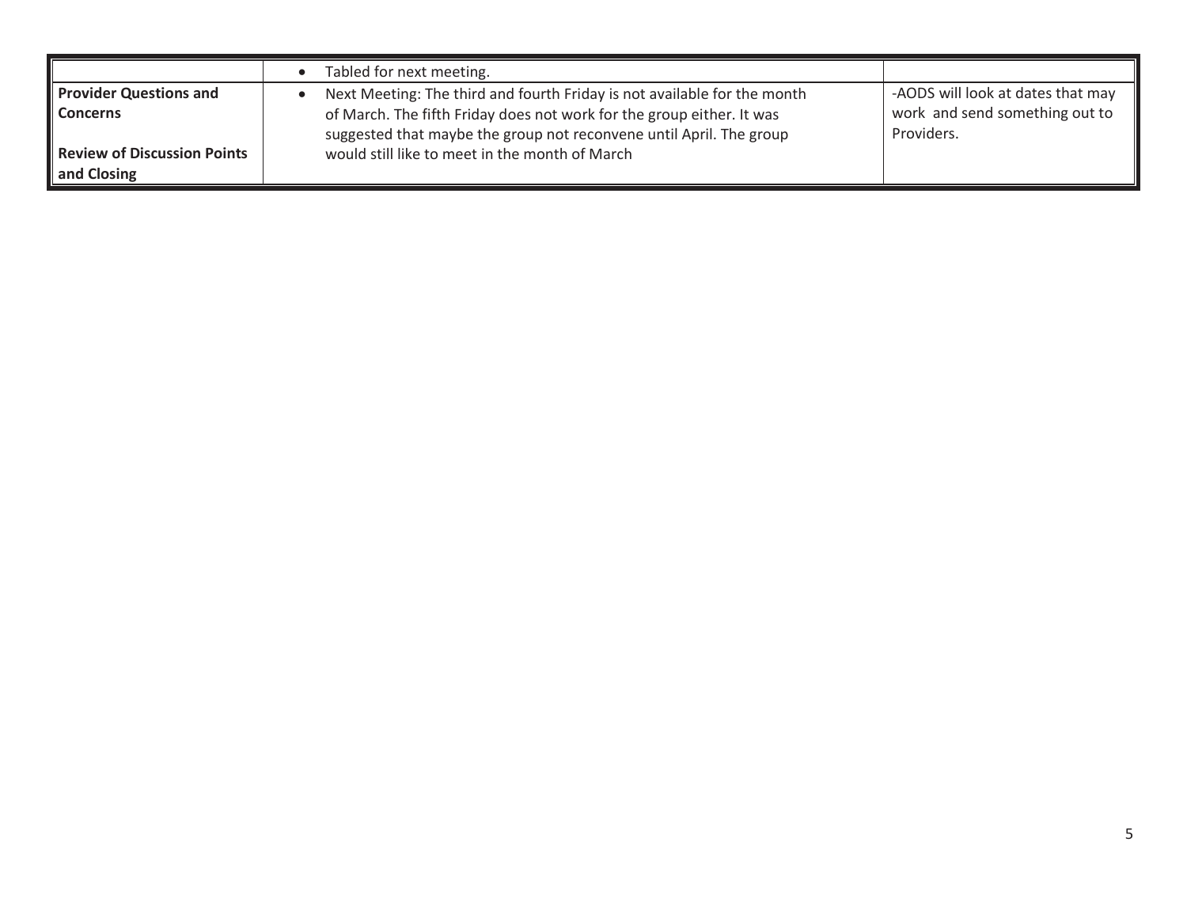| | | |
|---|---|---|
| | • Tabled for next meeting. | |
| **Provider Questions and Concerns**<br><br>**Review of Discussion Points and Closing** | • Next Meeting: The third and fourth Friday is not available for the month of March. The fifth Friday does not work for the group either. It was suggested that maybe the group not reconvene until April. The group would still like to meet in the month of March | -AODS will look at dates that may work and send something out to Providers. |